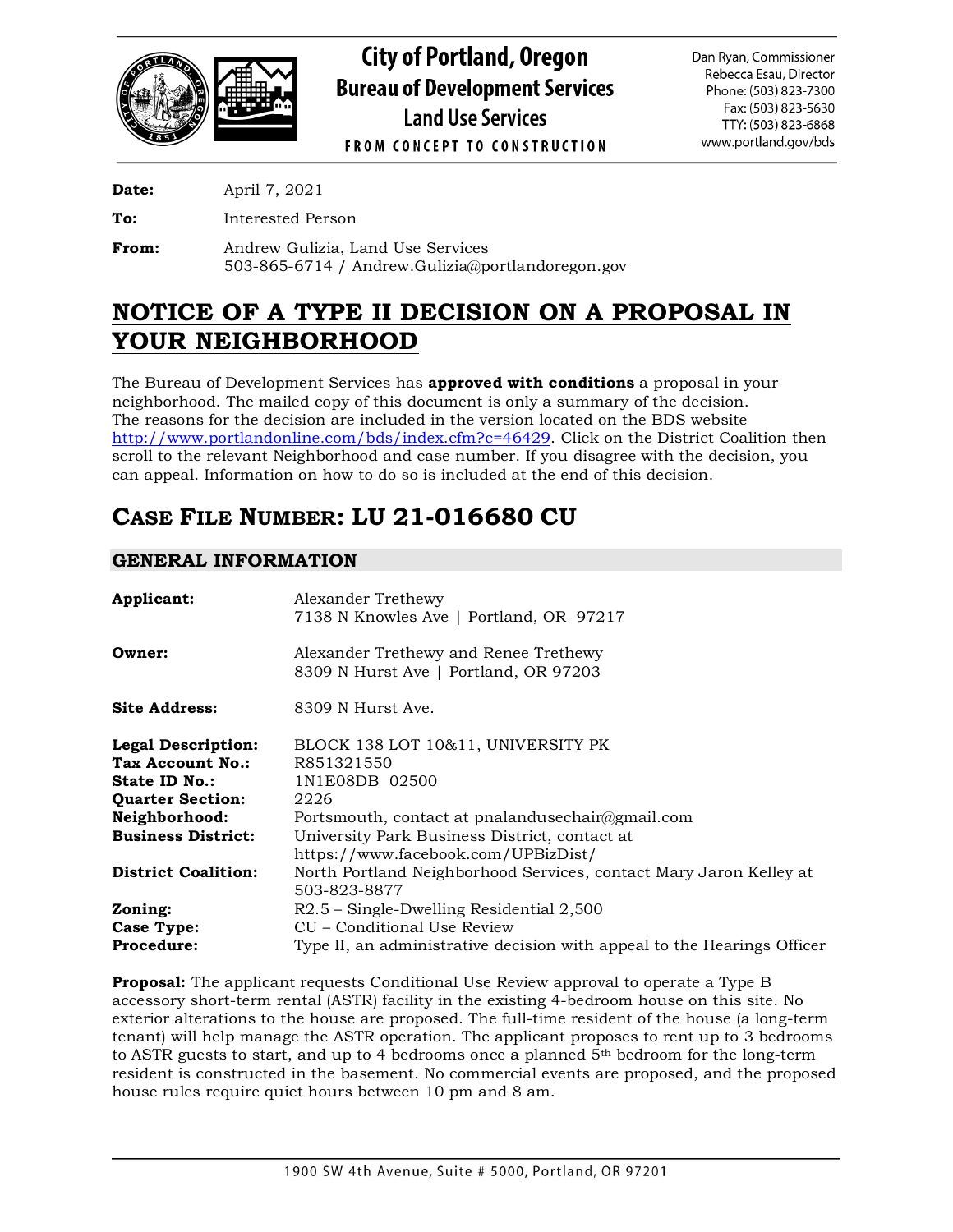# City of Portland, Oregon
## Bureau of Development Services
### Land Use Services

FROM CONCEPT TO CONSTRUCTION

Dan Ryan, Commissioner
Rebecca Esau, Director
Phone: (503) 823-7300
Fax: (503) 823-5630
TTY: (503) 823-6868
www.portland.gov/bds

**Date:** April 7, 2021

**To:** Interested Person

**From:** Andrew Gulizia, Land Use Services
503-865-6714 / Andrew.Gulizia@portlandoregon.gov

# NOTICE OF A TYPE II DECISION ON A PROPOSAL IN YOUR NEIGHBORHOOD

The Bureau of Development Services has **approved with conditions** a proposal in your neighborhood. The mailed copy of this document is only a summary of the decision. The reasons for the decision are included in the version located on the BDS website http://www.portlandonline.com/bds/index.cfm?c=46429. Click on the District Coalition then scroll to the relevant Neighborhood and case number. If you disagree with the decision, you can appeal. Information on how to do so is included at the end of this decision.

# CASE FILE NUMBER: LU 21-016680 CU

## GENERAL INFORMATION

**Applicant:** Alexander Trethewy
7138 N Knowles Ave | Portland, OR 97217

**Owner:** Alexander Trethewy and Renee Trethewy
8309 N Hurst Ave | Portland, OR 97203

**Site Address:** 8309 N Hurst Ave.

**Legal Description:** BLOCK 138 LOT 10&11, UNIVERSITY PK
**Tax Account No.:** R851321550
**State ID No.:** 1N1E08DB 02500
**Quarter Section:** 2226
**Neighborhood:** Portsmouth, contact at pnalandusechair@gmail.com
**Business District:** University Park Business District, contact at https://www.facebook.com/UPBizDist/
**District Coalition:** North Portland Neighborhood Services, contact Mary Jaron Kelley at 503-823-8877
**Zoning:** R2.5 – Single-Dwelling Residential 2,500
**Case Type:** CU – Conditional Use Review
**Procedure:** Type II, an administrative decision with appeal to the Hearings Officer

**Proposal:** The applicant requests Conditional Use Review approval to operate a Type B accessory short-term rental (ASTR) facility in the existing 4-bedroom house on this site. No exterior alterations to the house are proposed. The full-time resident of the house (a long-term tenant) will help manage the ASTR operation. The applicant proposes to rent up to 3 bedrooms to ASTR guests to start, and up to 4 bedrooms once a planned 5th bedroom for the long-term resident is constructed in the basement. No commercial events are proposed, and the proposed house rules require quiet hours between 10 pm and 8 am.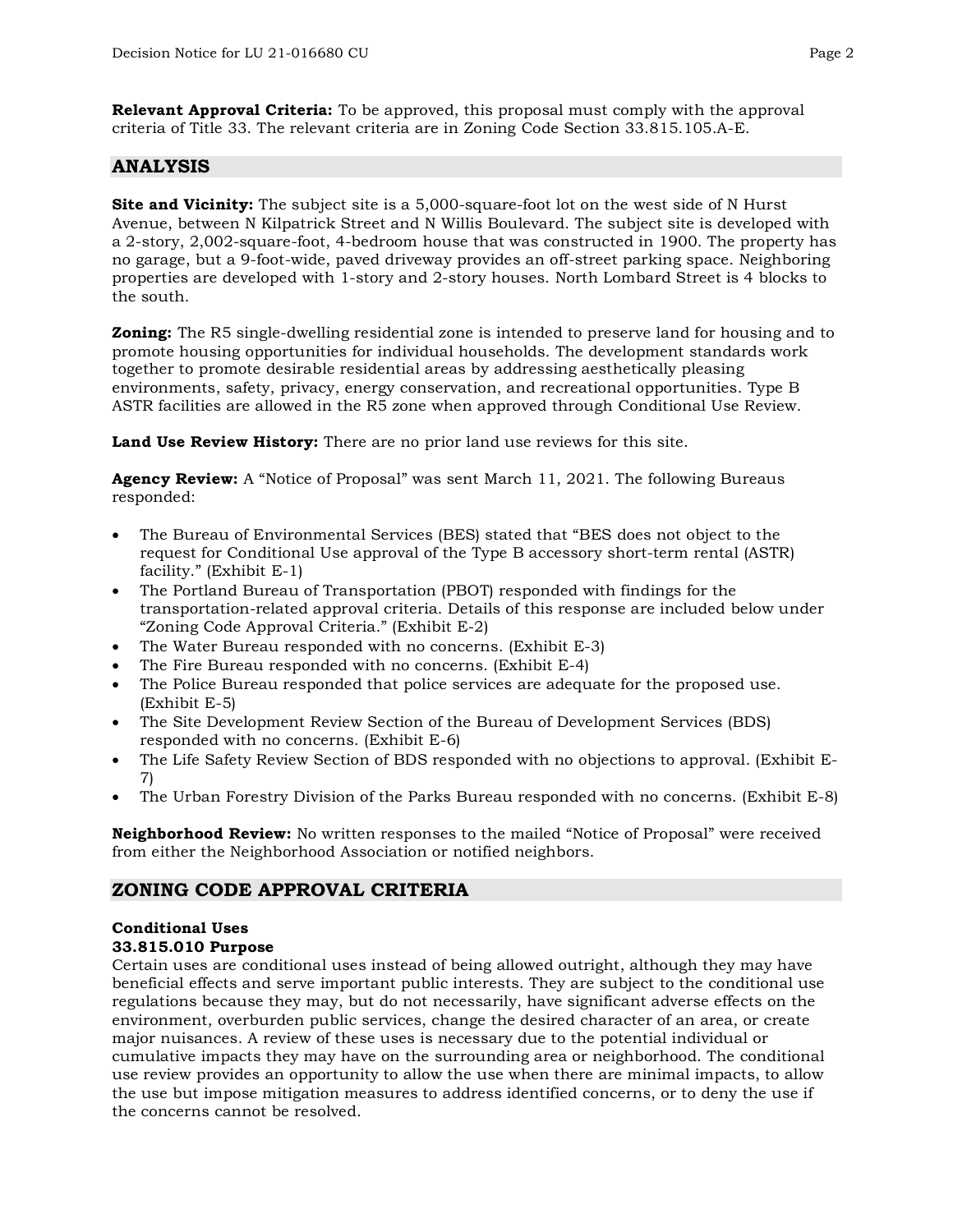**Relevant Approval Criteria:** To be approved, this proposal must comply with the approval criteria of Title 33. The relevant criteria are in Zoning Code Section 33.815.105.A-E.

## ANALYSIS

**Site and Vicinity:** The subject site is a 5,000-square-foot lot on the west side of N Hurst Avenue, between N Kilpatrick Street and N Willis Boulevard. The subject site is developed with a 2-story, 2,002-square-foot, 4-bedroom house that was constructed in 1900. The property has no garage, but a 9-foot-wide, paved driveway provides an off-street parking space. Neighboring properties are developed with 1-story and 2-story houses. North Lombard Street is 4 blocks to the south.

**Zoning:** The R5 single-dwelling residential zone is intended to preserve land for housing and to promote housing opportunities for individual households. The development standards work together to promote desirable residential areas by addressing aesthetically pleasing environments, safety, privacy, energy conservation, and recreational opportunities. Type B ASTR facilities are allowed in the R5 zone when approved through Conditional Use Review.

**Land Use Review History:** There are no prior land use reviews for this site.

**Agency Review:** A "Notice of Proposal" was sent March 11, 2021. The following Bureaus responded:

- The Bureau of Environmental Services (BES) stated that "BES does not object to the request for Conditional Use approval of the Type B accessory short-term rental (ASTR) facility." (Exhibit E-1)
- The Portland Bureau of Transportation (PBOT) responded with findings for the transportation-related approval criteria. Details of this response are included below under "Zoning Code Approval Criteria." (Exhibit E-2)
- The Water Bureau responded with no concerns. (Exhibit E-3)
- The Fire Bureau responded with no concerns. (Exhibit E-4)
- The Police Bureau responded that police services are adequate for the proposed use. (Exhibit E-5)
- The Site Development Review Section of the Bureau of Development Services (BDS) responded with no concerns. (Exhibit E-6)
- The Life Safety Review Section of BDS responded with no objections to approval. (Exhibit E-7)
- The Urban Forestry Division of the Parks Bureau responded with no concerns. (Exhibit E-8)

**Neighborhood Review:** No written responses to the mailed "Notice of Proposal" were received from either the Neighborhood Association or notified neighbors.

## ZONING CODE APPROVAL CRITERIA

### Conditional Uses

**33.815.010 Purpose**

Certain uses are conditional uses instead of being allowed outright, although they may have beneficial effects and serve important public interests. They are subject to the conditional use regulations because they may, but do not necessarily, have significant adverse effects on the environment, overburden public services, change the desired character of an area, or create major nuisances. A review of these uses is necessary due to the potential individual or cumulative impacts they may have on the surrounding area or neighborhood. The conditional use review provides an opportunity to allow the use when there are minimal impacts, to allow the use but impose mitigation measures to address identified concerns, or to deny the use if the concerns cannot be resolved.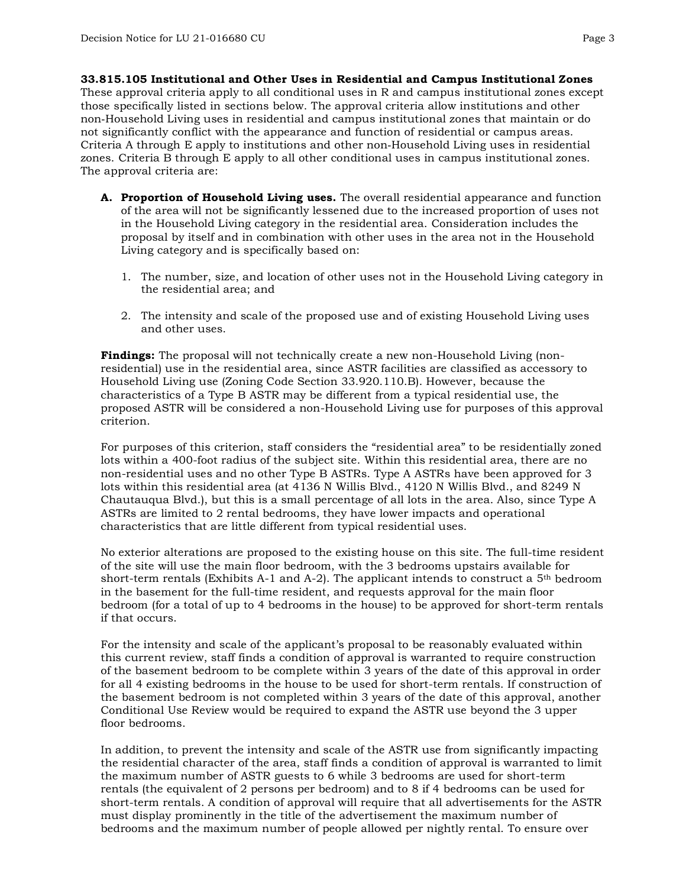**33.815.105 Institutional and Other Uses in Residential and Campus Institutional Zones**
These approval criteria apply to all conditional uses in R and campus institutional zones except those specifically listed in sections below. The approval criteria allow institutions and other non-Household Living uses in residential and campus institutional zones that maintain or do not significantly conflict with the appearance and function of residential or campus areas. Criteria A through E apply to institutions and other non-Household Living uses in residential zones. Criteria B through E apply to all other conditional uses in campus institutional zones. The approval criteria are:

**A. Proportion of Household Living uses.** The overall residential appearance and function of the area will not be significantly lessened due to the increased proportion of uses not in the Household Living category in the residential area. Consideration includes the proposal by itself and in combination with other uses in the area not in the Household Living category and is specifically based on:

1. The number, size, and location of other uses not in the Household Living category in the residential area; and

2. The intensity and scale of the proposed use and of existing Household Living uses and other uses.

**Findings:** The proposal will not technically create a new non-Household Living (non-residential) use in the residential area, since ASTR facilities are classified as accessory to Household Living use (Zoning Code Section 33.920.110.B). However, because the characteristics of a Type B ASTR may be different from a typical residential use, the proposed ASTR will be considered a non-Household Living use for purposes of this approval criterion.

For purposes of this criterion, staff considers the "residential area" to be residentially zoned lots within a 400-foot radius of the subject site. Within this residential area, there are no non-residential uses and no other Type B ASTRs. Type A ASTRs have been approved for 3 lots within this residential area (at 4136 N Willis Blvd., 4120 N Willis Blvd., and 8249 N Chautauqua Blvd.), but this is a small percentage of all lots in the area. Also, since Type A ASTRs are limited to 2 rental bedrooms, they have lower impacts and operational characteristics that are little different from typical residential uses.

No exterior alterations are proposed to the existing house on this site. The full-time resident of the site will use the main floor bedroom, with the 3 bedrooms upstairs available for short-term rentals (Exhibits A-1 and A-2). The applicant intends to construct a 5th bedroom in the basement for the full-time resident, and requests approval for the main floor bedroom (for a total of up to 4 bedrooms in the house) to be approved for short-term rentals if that occurs.

For the intensity and scale of the applicant's proposal to be reasonably evaluated within this current review, staff finds a condition of approval is warranted to require construction of the basement bedroom to be complete within 3 years of the date of this approval in order for all 4 existing bedrooms in the house to be used for short-term rentals. If construction of the basement bedroom is not completed within 3 years of the date of this approval, another Conditional Use Review would be required to expand the ASTR use beyond the 3 upper floor bedrooms.

In addition, to prevent the intensity and scale of the ASTR use from significantly impacting the residential character of the area, staff finds a condition of approval is warranted to limit the maximum number of ASTR guests to 6 while 3 bedrooms are used for short-term rentals (the equivalent of 2 persons per bedroom) and to 8 if 4 bedrooms can be used for short-term rentals. A condition of approval will require that all advertisements for the ASTR must display prominently in the title of the advertisement the maximum number of bedrooms and the maximum number of people allowed per nightly rental. To ensure over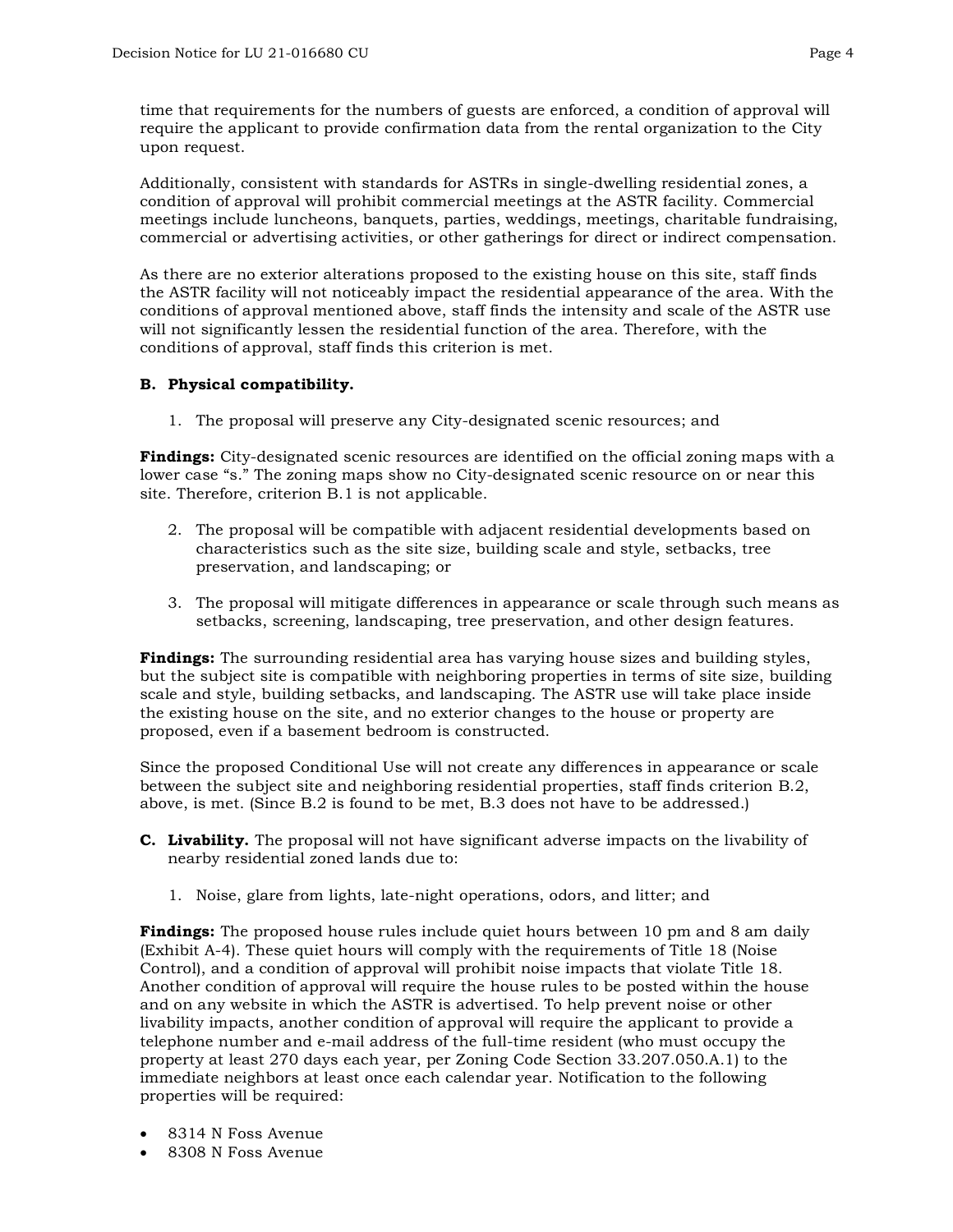time that requirements for the numbers of guests are enforced, a condition of approval will require the applicant to provide confirmation data from the rental organization to the City upon request.

Additionally, consistent with standards for ASTRs in single-dwelling residential zones, a condition of approval will prohibit commercial meetings at the ASTR facility. Commercial meetings include luncheons, banquets, parties, weddings, meetings, charitable fundraising, commercial or advertising activities, or other gatherings for direct or indirect compensation.

As there are no exterior alterations proposed to the existing house on this site, staff finds the ASTR facility will not noticeably impact the residential appearance of the area. With the conditions of approval mentioned above, staff finds the intensity and scale of the ASTR use will not significantly lessen the residential function of the area. Therefore, with the conditions of approval, staff finds this criterion is met.

**B. Physical compatibility.**

1. The proposal will preserve any City-designated scenic resources; and

**Findings:** City-designated scenic resources are identified on the official zoning maps with a lower case "s." The zoning maps show no City-designated scenic resource on or near this site. Therefore, criterion B.1 is not applicable.

2. The proposal will be compatible with adjacent residential developments based on characteristics such as the site size, building scale and style, setbacks, tree preservation, and landscaping; or

3. The proposal will mitigate differences in appearance or scale through such means as setbacks, screening, landscaping, tree preservation, and other design features.

**Findings:** The surrounding residential area has varying house sizes and building styles, but the subject site is compatible with neighboring properties in terms of site size, building scale and style, building setbacks, and landscaping. The ASTR use will take place inside the existing house on the site, and no exterior changes to the house or property are proposed, even if a basement bedroom is constructed.

Since the proposed Conditional Use will not create any differences in appearance or scale between the subject site and neighboring residential properties, staff finds criterion B.2, above, is met. (Since B.2 is found to be met, B.3 does not have to be addressed.)

**C. Livability.** The proposal will not have significant adverse impacts on the livability of nearby residential zoned lands due to:

1. Noise, glare from lights, late-night operations, odors, and litter; and

**Findings:** The proposed house rules include quiet hours between 10 pm and 8 am daily (Exhibit A-4). These quiet hours will comply with the requirements of Title 18 (Noise Control), and a condition of approval will prohibit noise impacts that violate Title 18. Another condition of approval will require the house rules to be posted within the house and on any website in which the ASTR is advertised. To help prevent noise or other livability impacts, another condition of approval will require the applicant to provide a telephone number and e-mail address of the full-time resident (who must occupy the property at least 270 days each year, per Zoning Code Section 33.207.050.A.1) to the immediate neighbors at least once each calendar year. Notification to the following properties will be required:

- 8314 N Foss Avenue
- 8308 N Foss Avenue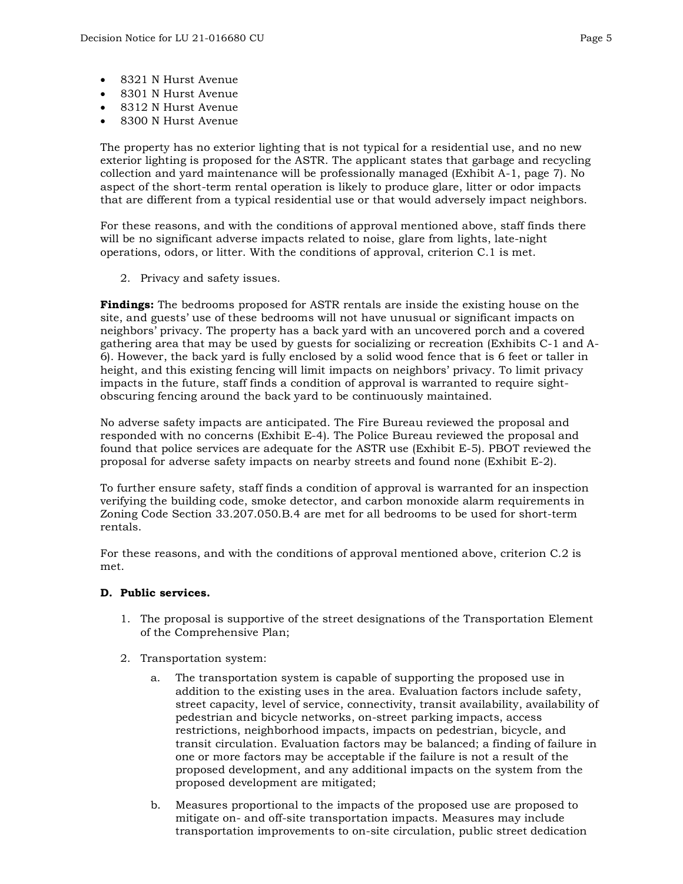- 8321 N Hurst Avenue
- 8301 N Hurst Avenue
- 8312 N Hurst Avenue
- 8300 N Hurst Avenue

The property has no exterior lighting that is not typical for a residential use, and no new exterior lighting is proposed for the ASTR. The applicant states that garbage and recycling collection and yard maintenance will be professionally managed (Exhibit A-1, page 7). No aspect of the short-term rental operation is likely to produce glare, litter or odor impacts that are different from a typical residential use or that would adversely impact neighbors.

For these reasons, and with the conditions of approval mentioned above, staff finds there will be no significant adverse impacts related to noise, glare from lights, late-night operations, odors, or litter. With the conditions of approval, criterion C.1 is met.

2. Privacy and safety issues.

**Findings:** The bedrooms proposed for ASTR rentals are inside the existing house on the site, and guests' use of these bedrooms will not have unusual or significant impacts on neighbors' privacy. The property has a back yard with an uncovered porch and a covered gathering area that may be used by guests for socializing or recreation (Exhibits C-1 and A-6). However, the back yard is fully enclosed by a solid wood fence that is 6 feet or taller in height, and this existing fencing will limit impacts on neighbors' privacy. To limit privacy impacts in the future, staff finds a condition of approval is warranted to require sight-obscuring fencing around the back yard to be continuously maintained.

No adverse safety impacts are anticipated. The Fire Bureau reviewed the proposal and responded with no concerns (Exhibit E-4). The Police Bureau reviewed the proposal and found that police services are adequate for the ASTR use (Exhibit E-5). PBOT reviewed the proposal for adverse safety impacts on nearby streets and found none (Exhibit E-2).

To further ensure safety, staff finds a condition of approval is warranted for an inspection verifying the building code, smoke detector, and carbon monoxide alarm requirements in Zoning Code Section 33.207.050.B.4 are met for all bedrooms to be used for short-term rentals.

For these reasons, and with the conditions of approval mentioned above, criterion C.2 is met.

**D. Public services.**

1. The proposal is supportive of the street designations of the Transportation Element of the Comprehensive Plan;

2. Transportation system:

   a. The transportation system is capable of supporting the proposed use in addition to the existing uses in the area. Evaluation factors include safety, street capacity, level of service, connectivity, transit availability, availability of pedestrian and bicycle networks, on-street parking impacts, access restrictions, neighborhood impacts, impacts on pedestrian, bicycle, and transit circulation. Evaluation factors may be balanced; a finding of failure in one or more factors may be acceptable if the failure is not a result of the proposed development, and any additional impacts on the system from the proposed development are mitigated;

   b. Measures proportional to the impacts of the proposed use are proposed to mitigate on- and off-site transportation impacts. Measures may include transportation improvements to on-site circulation, public street dedication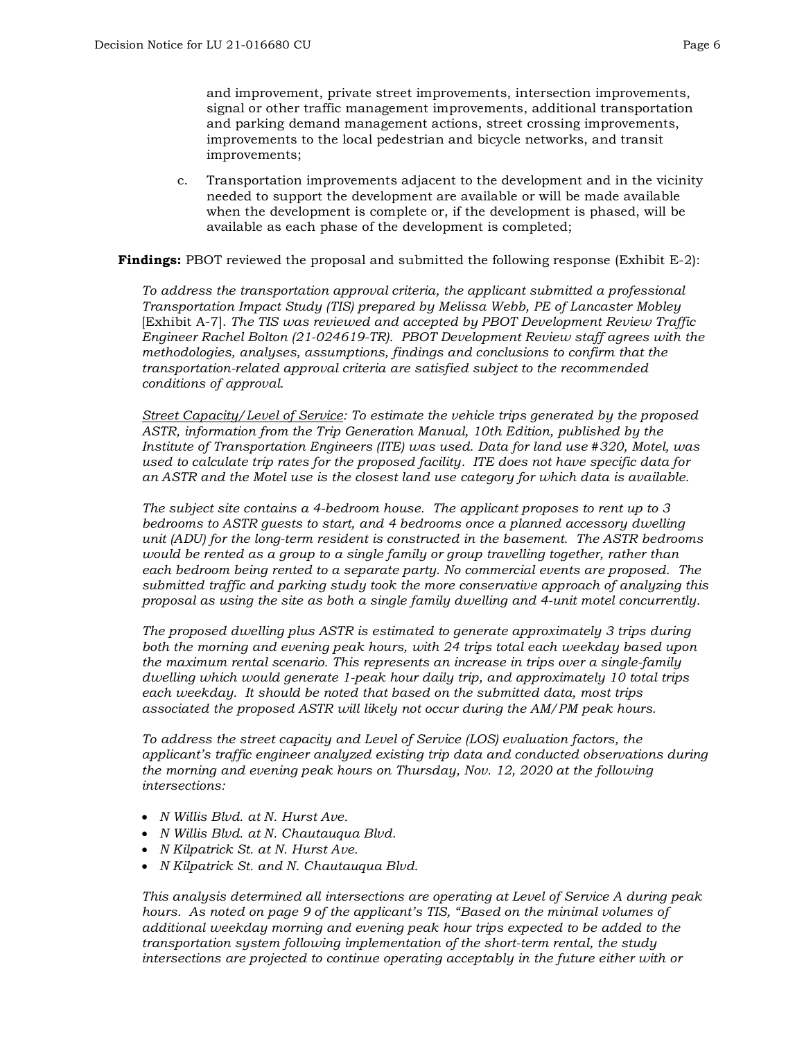and improvement, private street improvements, intersection improvements, signal or other traffic management improvements, additional transportation and parking demand management actions, street crossing improvements, improvements to the local pedestrian and bicycle networks, and transit improvements;

c. Transportation improvements adjacent to the development and in the vicinity needed to support the development are available or will be made available when the development is complete or, if the development is phased, will be available as each phase of the development is completed;

**Findings:** PBOT reviewed the proposal and submitted the following response (Exhibit E-2):

*To address the transportation approval criteria, the applicant submitted a professional Transportation Impact Study (TIS) prepared by Melissa Webb, PE of Lancaster Mobley* [Exhibit A-7]. *The TIS was reviewed and accepted by PBOT Development Review Traffic Engineer Rachel Bolton (21-024619-TR). PBOT Development Review staff agrees with the methodologies, analyses, assumptions, findings and conclusions to confirm that the transportation-related approval criteria are satisfied subject to the recommended conditions of approval.*

*Street Capacity/Level of Service: To estimate the vehicle trips generated by the proposed ASTR, information from the Trip Generation Manual, 10th Edition, published by the Institute of Transportation Engineers (ITE) was used. Data for land use #320, Motel, was used to calculate trip rates for the proposed facility. ITE does not have specific data for an ASTR and the Motel use is the closest land use category for which data is available.*

*The subject site contains a 4-bedroom house. The applicant proposes to rent up to 3 bedrooms to ASTR guests to start, and 4 bedrooms once a planned accessory dwelling unit (ADU) for the long-term resident is constructed in the basement. The ASTR bedrooms would be rented as a group to a single family or group travelling together, rather than each bedroom being rented to a separate party. No commercial events are proposed. The submitted traffic and parking study took the more conservative approach of analyzing this proposal as using the site as both a single family dwelling and 4-unit motel concurrently.*

*The proposed dwelling plus ASTR is estimated to generate approximately 3 trips during both the morning and evening peak hours, with 24 trips total each weekday based upon the maximum rental scenario. This represents an increase in trips over a single-family dwelling which would generate 1-peak hour daily trip, and approximately 10 total trips each weekday. It should be noted that based on the submitted data, most trips associated the proposed ASTR will likely not occur during the AM/PM peak hours.*

*To address the street capacity and Level of Service (LOS) evaluation factors, the applicant's traffic engineer analyzed existing trip data and conducted observations during the morning and evening peak hours on Thursday, Nov. 12, 2020 at the following intersections:*

- *N Willis Blvd. at N. Hurst Ave.*
- *N Willis Blvd. at N. Chautauqua Blvd.*
- *N Kilpatrick St. at N. Hurst Ave.*
- *N Kilpatrick St. and N. Chautauqua Blvd.*

*This analysis determined all intersections are operating at Level of Service A during peak hours. As noted on page 9 of the applicant's TIS, "Based on the minimal volumes of additional weekday morning and evening peak hour trips expected to be added to the transportation system following implementation of the short-term rental, the study intersections are projected to continue operating acceptably in the future either with or*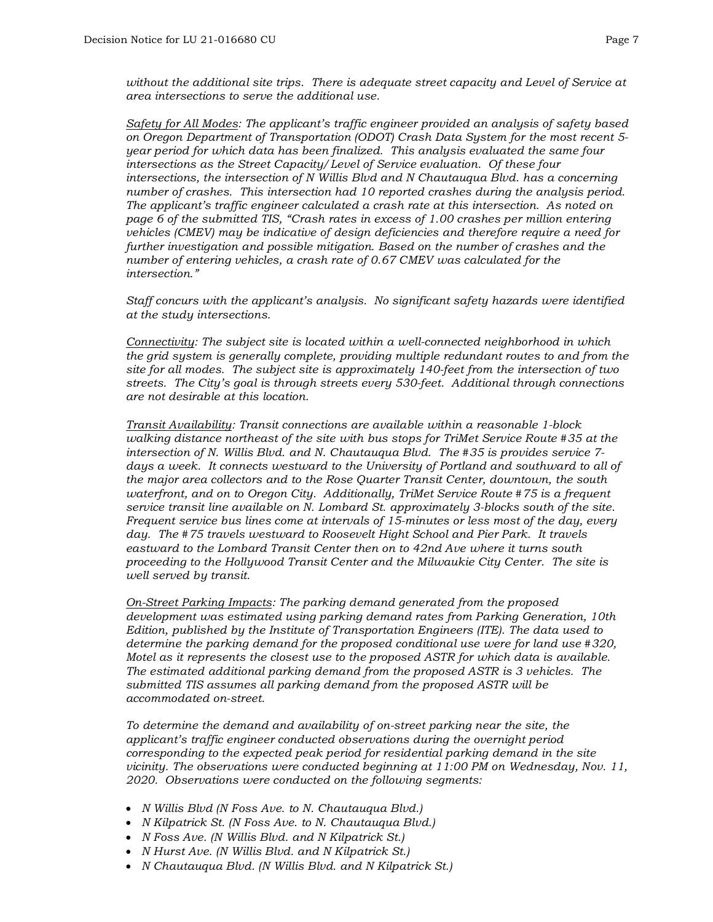*without the additional site trips. There is adequate street capacity and Level of Service at area intersections to serve the additional use.*

*<u>Safety for All Modes</u>: The applicant's traffic engineer provided an analysis of safety based on Oregon Department of Transportation (ODOT) Crash Data System for the most recent 5-year period for which data has been finalized. This analysis evaluated the same four intersections as the Street Capacity/Level of Service evaluation. Of these four intersections, the intersection of N Willis Blvd and N Chautauqua Blvd. has a concerning number of crashes. This intersection had 10 reported crashes during the analysis period. The applicant's traffic engineer calculated a crash rate at this intersection. As noted on page 6 of the submitted TIS, "Crash rates in excess of 1.00 crashes per million entering vehicles (CMEV) may be indicative of design deficiencies and therefore require a need for further investigation and possible mitigation. Based on the number of crashes and the number of entering vehicles, a crash rate of 0.67 CMEV was calculated for the intersection."*

*Staff concurs with the applicant's analysis. No significant safety hazards were identified at the study intersections.*

*<u>Connectivity</u>: The subject site is located within a well-connected neighborhood in which the grid system is generally complete, providing multiple redundant routes to and from the site for all modes. The subject site is approximately 140-feet from the intersection of two streets. The City's goal is through streets every 530-feet. Additional through connections are not desirable at this location.*

*<u>Transit Availability</u>: Transit connections are available within a reasonable 1-block walking distance northeast of the site with bus stops for TriMet Service Route #35 at the intersection of N. Willis Blvd. and N. Chautauqua Blvd. The #35 is provides service 7-days a week. It connects westward to the University of Portland and southward to all of the major area collectors and to the Rose Quarter Transit Center, downtown, the south waterfront, and on to Oregon City. Additionally, TriMet Service Route #75 is a frequent service transit line available on N. Lombard St. approximately 3-blocks south of the site. Frequent service bus lines come at intervals of 15-minutes or less most of the day, every day. The #75 travels westward to Roosevelt Hight School and Pier Park. It travels eastward to the Lombard Transit Center then on to 42nd Ave where it turns south proceeding to the Hollywood Transit Center and the Milwaukie City Center. The site is well served by transit.*

*<u>On-Street Parking Impacts</u>: The parking demand generated from the proposed development was estimated using parking demand rates from Parking Generation, 10th Edition, published by the Institute of Transportation Engineers (ITE). The data used to determine the parking demand for the proposed conditional use were for land use #320, Motel as it represents the closest use to the proposed ASTR for which data is available. The estimated additional parking demand from the proposed ASTR is 3 vehicles. The submitted TIS assumes all parking demand from the proposed ASTR will be accommodated on-street.*

*To determine the demand and availability of on-street parking near the site, the applicant's traffic engineer conducted observations during the overnight period corresponding to the expected peak period for residential parking demand in the site vicinity. The observations were conducted beginning at 11:00 PM on Wednesday, Nov. 11, 2020. Observations were conducted on the following segments:*

- *N Willis Blvd (N Foss Ave. to N. Chautauqua Blvd.)*
- *N Kilpatrick St. (N Foss Ave. to N. Chautauqua Blvd.)*
- *N Foss Ave. (N Willis Blvd. and N Kilpatrick St.)*
- *N Hurst Ave. (N Willis Blvd. and N Kilpatrick St.)*
- *N Chautauqua Blvd. (N Willis Blvd. and N Kilpatrick St.)*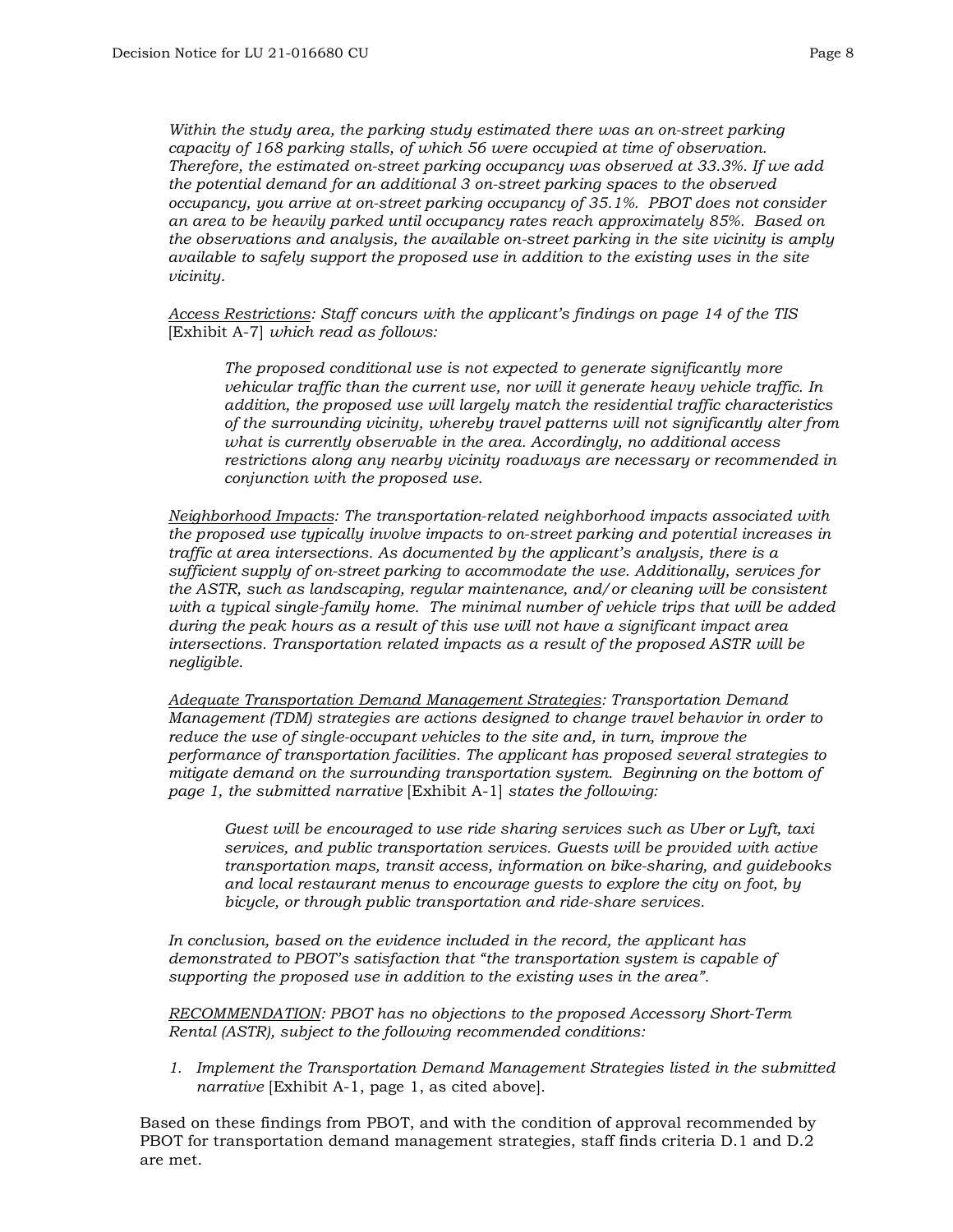*Within the study area, the parking study estimated there was an on-street parking capacity of 168 parking stalls, of which 56 were occupied at time of observation. Therefore, the estimated on-street parking occupancy was observed at 33.3%. If we add the potential demand for an additional 3 on-street parking spaces to the observed occupancy, you arrive at on-street parking occupancy of 35.1%. PBOT does not consider an area to be heavily parked until occupancy rates reach approximately 85%. Based on the observations and analysis, the available on-street parking in the site vicinity is amply available to safely support the proposed use in addition to the existing uses in the site vicinity.*

*__Access Restrictions__: Staff concurs with the applicant's findings on page 14 of the TIS* [Exhibit A-7] *which read as follows:*

> *The proposed conditional use is not expected to generate significantly more vehicular traffic than the current use, nor will it generate heavy vehicle traffic. In addition, the proposed use will largely match the residential traffic characteristics of the surrounding vicinity, whereby travel patterns will not significantly alter from what is currently observable in the area. Accordingly, no additional access restrictions along any nearby vicinity roadways are necessary or recommended in conjunction with the proposed use.*

*__Neighborhood Impacts__: The transportation-related neighborhood impacts associated with the proposed use typically involve impacts to on-street parking and potential increases in traffic at area intersections. As documented by the applicant's analysis, there is a sufficient supply of on-street parking to accommodate the use. Additionally, services for the ASTR, such as landscaping, regular maintenance, and/or cleaning will be consistent with a typical single-family home. The minimal number of vehicle trips that will be added during the peak hours as a result of this use will not have a significant impact area intersections. Transportation related impacts as a result of the proposed ASTR will be negligible.*

*__Adequate Transportation Demand Management Strategies__: Transportation Demand Management (TDM) strategies are actions designed to change travel behavior in order to reduce the use of single-occupant vehicles to the site and, in turn, improve the performance of transportation facilities. The applicant has proposed several strategies to mitigate demand on the surrounding transportation system. Beginning on the bottom of page 1, the submitted narrative* [Exhibit A-1] *states the following:*

> *Guest will be encouraged to use ride sharing services such as Uber or Lyft, taxi services, and public transportation services. Guests will be provided with active transportation maps, transit access, information on bike-sharing, and guidebooks and local restaurant menus to encourage guests to explore the city on foot, by bicycle, or through public transportation and ride-share services.*

*In conclusion, based on the evidence included in the record, the applicant has demonstrated to PBOT's satisfaction that "the transportation system is capable of supporting the proposed use in addition to the existing uses in the area".*

*__RECOMMENDATION__: PBOT has no objections to the proposed Accessory Short-Term Rental (ASTR), subject to the following recommended conditions:*

1. *Implement the Transportation Demand Management Strategies listed in the submitted narrative* [Exhibit A-1, page 1, as cited above].

Based on these findings from PBOT, and with the condition of approval recommended by PBOT for transportation demand management strategies, staff finds criteria D.1 and D.2 are met.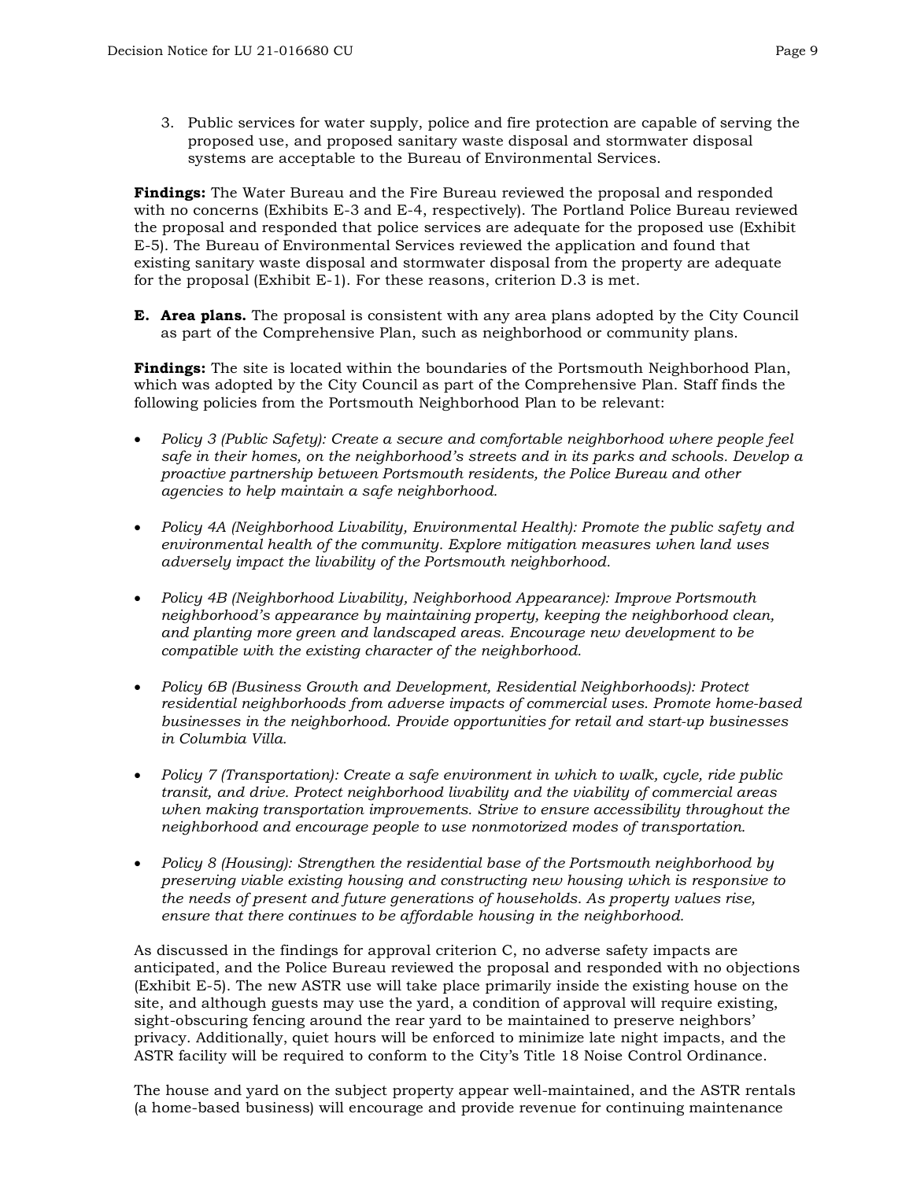3. Public services for water supply, police and fire protection are capable of serving the proposed use, and proposed sanitary waste disposal and stormwater disposal systems are acceptable to the Bureau of Environmental Services.

**Findings:** The Water Bureau and the Fire Bureau reviewed the proposal and responded with no concerns (Exhibits E-3 and E-4, respectively). The Portland Police Bureau reviewed the proposal and responded that police services are adequate for the proposed use (Exhibit E-5). The Bureau of Environmental Services reviewed the application and found that existing sanitary waste disposal and stormwater disposal from the property are adequate for the proposal (Exhibit E-1). For these reasons, criterion D.3 is met.

**E. Area plans.** The proposal is consistent with any area plans adopted by the City Council as part of the Comprehensive Plan, such as neighborhood or community plans.

**Findings:** The site is located within the boundaries of the Portsmouth Neighborhood Plan, which was adopted by the City Council as part of the Comprehensive Plan. Staff finds the following policies from the Portsmouth Neighborhood Plan to be relevant:

- *Policy 3 (Public Safety): Create a secure and comfortable neighborhood where people feel safe in their homes, on the neighborhood's streets and in its parks and schools. Develop a proactive partnership between Portsmouth residents, the Police Bureau and other agencies to help maintain a safe neighborhood.*
- *Policy 4A (Neighborhood Livability, Environmental Health): Promote the public safety and environmental health of the community. Explore mitigation measures when land uses adversely impact the livability of the Portsmouth neighborhood.*
- *Policy 4B (Neighborhood Livability, Neighborhood Appearance): Improve Portsmouth neighborhood's appearance by maintaining property, keeping the neighborhood clean, and planting more green and landscaped areas. Encourage new development to be compatible with the existing character of the neighborhood.*
- *Policy 6B (Business Growth and Development, Residential Neighborhoods): Protect residential neighborhoods from adverse impacts of commercial uses. Promote home-based businesses in the neighborhood. Provide opportunities for retail and start-up businesses in Columbia Villa.*
- *Policy 7 (Transportation): Create a safe environment in which to walk, cycle, ride public transit, and drive. Protect neighborhood livability and the viability of commercial areas when making transportation improvements. Strive to ensure accessibility throughout the neighborhood and encourage people to use nonmotorized modes of transportation.*
- *Policy 8 (Housing): Strengthen the residential base of the Portsmouth neighborhood by preserving viable existing housing and constructing new housing which is responsive to the needs of present and future generations of households. As property values rise, ensure that there continues to be affordable housing in the neighborhood.*

As discussed in the findings for approval criterion C, no adverse safety impacts are anticipated, and the Police Bureau reviewed the proposal and responded with no objections (Exhibit E-5). The new ASTR use will take place primarily inside the existing house on the site, and although guests may use the yard, a condition of approval will require existing, sight-obscuring fencing around the rear yard to be maintained to preserve neighbors' privacy. Additionally, quiet hours will be enforced to minimize late night impacts, and the ASTR facility will be required to conform to the City's Title 18 Noise Control Ordinance.

The house and yard on the subject property appear well-maintained, and the ASTR rentals (a home-based business) will encourage and provide revenue for continuing maintenance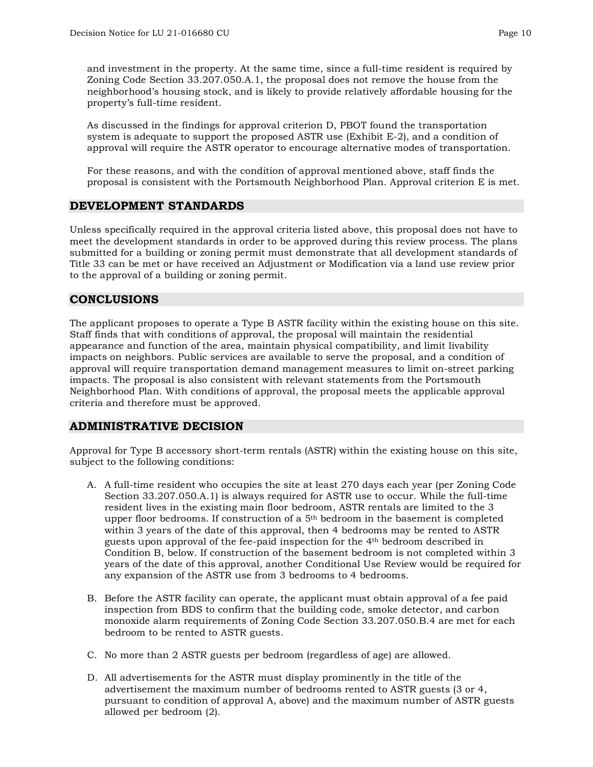and investment in the property. At the same time, since a full-time resident is required by Zoning Code Section 33.207.050.A.1, the proposal does not remove the house from the neighborhood's housing stock, and is likely to provide relatively affordable housing for the property's full-time resident.

As discussed in the findings for approval criterion D, PBOT found the transportation system is adequate to support the proposed ASTR use (Exhibit E-2), and a condition of approval will require the ASTR operator to encourage alternative modes of transportation.

For these reasons, and with the condition of approval mentioned above, staff finds the proposal is consistent with the Portsmouth Neighborhood Plan. Approval criterion E is met.

## DEVELOPMENT STANDARDS

Unless specifically required in the approval criteria listed above, this proposal does not have to meet the development standards in order to be approved during this review process. The plans submitted for a building or zoning permit must demonstrate that all development standards of Title 33 can be met or have received an Adjustment or Modification via a land use review prior to the approval of a building or zoning permit.

## CONCLUSIONS

The applicant proposes to operate a Type B ASTR facility within the existing house on this site. Staff finds that with conditions of approval, the proposal will maintain the residential appearance and function of the area, maintain physical compatibility, and limit livability impacts on neighbors. Public services are available to serve the proposal, and a condition of approval will require transportation demand management measures to limit on-street parking impacts. The proposal is also consistent with relevant statements from the Portsmouth Neighborhood Plan. With conditions of approval, the proposal meets the applicable approval criteria and therefore must be approved.

## ADMINISTRATIVE DECISION

Approval for Type B accessory short-term rentals (ASTR) within the existing house on this site, subject to the following conditions:

A. A full-time resident who occupies the site at least 270 days each year (per Zoning Code Section 33.207.050.A.1) is always required for ASTR use to occur. While the full-time resident lives in the existing main floor bedroom, ASTR rentals are limited to the 3 upper floor bedrooms. If construction of a 5th bedroom in the basement is completed within 3 years of the date of this approval, then 4 bedrooms may be rented to ASTR guests upon approval of the fee-paid inspection for the 4th bedroom described in Condition B, below. If construction of the basement bedroom is not completed within 3 years of the date of this approval, another Conditional Use Review would be required for any expansion of the ASTR use from 3 bedrooms to 4 bedrooms.

B. Before the ASTR facility can operate, the applicant must obtain approval of a fee paid inspection from BDS to confirm that the building code, smoke detector, and carbon monoxide alarm requirements of Zoning Code Section 33.207.050.B.4 are met for each bedroom to be rented to ASTR guests.

C. No more than 2 ASTR guests per bedroom (regardless of age) are allowed.

D. All advertisements for the ASTR must display prominently in the title of the advertisement the maximum number of bedrooms rented to ASTR guests (3 or 4, pursuant to condition of approval A, above) and the maximum number of ASTR guests allowed per bedroom (2).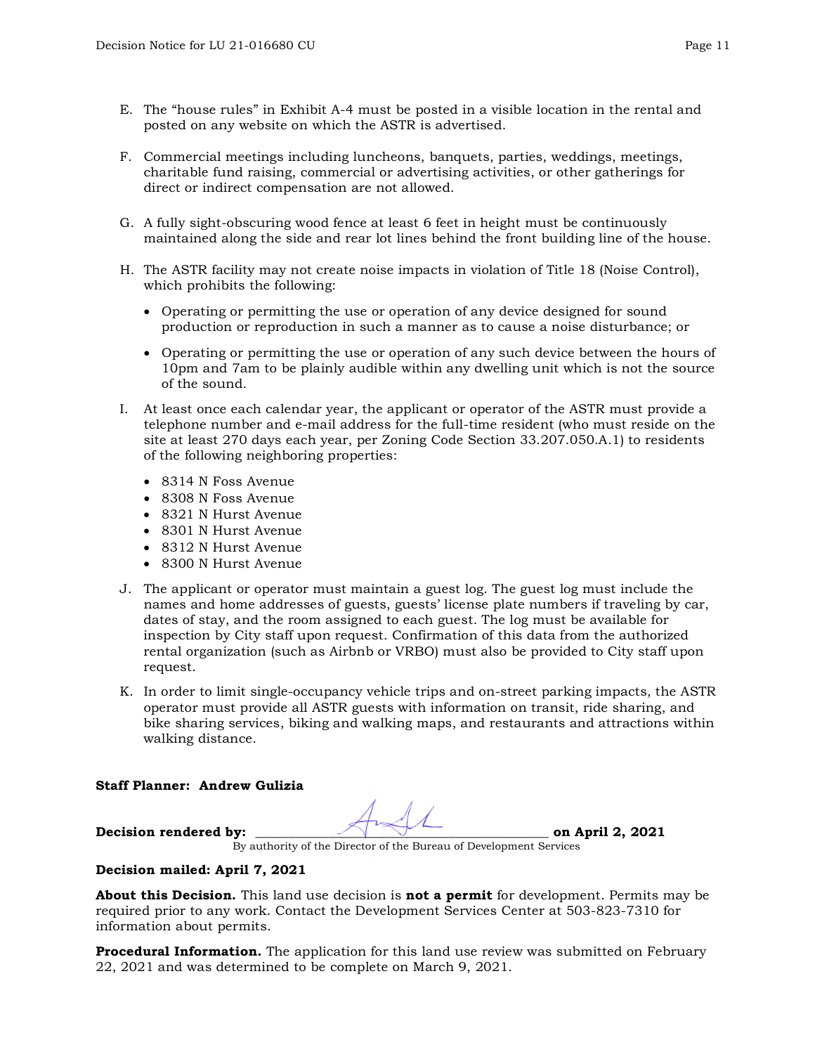E. The "house rules" in Exhibit A-4 must be posted in a visible location in the rental and posted on any website on which the ASTR is advertised.

F. Commercial meetings including luncheons, banquets, parties, weddings, meetings, charitable fund raising, commercial or advertising activities, or other gatherings for direct or indirect compensation are not allowed.

G. A fully sight-obscuring wood fence at least 6 feet in height must be continuously maintained along the side and rear lot lines behind the front building line of the house.

H. The ASTR facility may not create noise impacts in violation of Title 18 (Noise Control), which prohibits the following:

   - Operating or permitting the use or operation of any device designed for sound production or reproduction in such a manner as to cause a noise disturbance; or
   - Operating or permitting the use or operation of any such device between the hours of 10pm and 7am to be plainly audible within any dwelling unit which is not the source of the sound.

I. At least once each calendar year, the applicant or operator of the ASTR must provide a telephone number and e-mail address for the full-time resident (who must reside on the site at least 270 days each year, per Zoning Code Section 33.207.050.A.1) to residents of the following neighboring properties:

   - 8314 N Foss Avenue
   - 8308 N Foss Avenue
   - 8321 N Hurst Avenue
   - 8301 N Hurst Avenue
   - 8312 N Hurst Avenue
   - 8300 N Hurst Avenue

J. The applicant or operator must maintain a guest log. The guest log must include the names and home addresses of guests, guests' license plate numbers if traveling by car, dates of stay, and the room assigned to each guest. The log must be available for inspection by City staff upon request. Confirmation of this data from the authorized rental organization (such as Airbnb or VRBO) must also be provided to City staff upon request.

K. In order to limit single-occupancy vehicle trips and on-street parking impacts, the ASTR operator must provide all ASTR guests with information on transit, ride sharing, and bike sharing services, biking and walking maps, and restaurants and attractions within walking distance.

**Staff Planner: Andrew Gulizia**

**Decision rendered by:** ______________________________ **on April 2, 2021**
By authority of the Director of the Bureau of Development Services

**Decision mailed: April 7, 2021**

**About this Decision.** This land use decision is **not a permit** for development. Permits may be required prior to any work. Contact the Development Services Center at 503-823-7310 for information about permits.

**Procedural Information.** The application for this land use review was submitted on February 22, 2021 and was determined to be complete on March 9, 2021.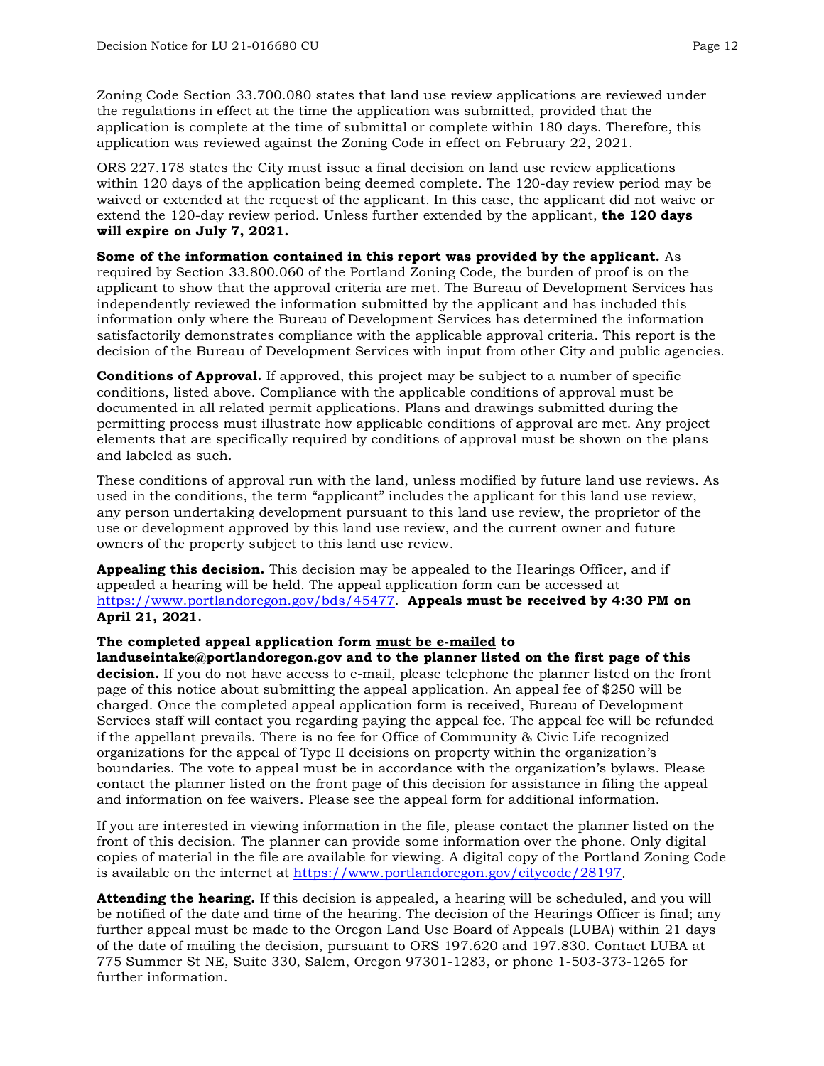Zoning Code Section 33.700.080 states that land use review applications are reviewed under the regulations in effect at the time the application was submitted, provided that the application is complete at the time of submittal or complete within 180 days. Therefore, this application was reviewed against the Zoning Code in effect on February 22, 2021.

ORS 227.178 states the City must issue a final decision on land use review applications within 120 days of the application being deemed complete. The 120-day review period may be waived or extended at the request of the applicant. In this case, the applicant did not waive or extend the 120-day review period. Unless further extended by the applicant, **the 120 days will expire on July 7, 2021.**

**Some of the information contained in this report was provided by the applicant.** As required by Section 33.800.060 of the Portland Zoning Code, the burden of proof is on the applicant to show that the approval criteria are met. The Bureau of Development Services has independently reviewed the information submitted by the applicant and has included this information only where the Bureau of Development Services has determined the information satisfactorily demonstrates compliance with the applicable approval criteria. This report is the decision of the Bureau of Development Services with input from other City and public agencies.

**Conditions of Approval.** If approved, this project may be subject to a number of specific conditions, listed above. Compliance with the applicable conditions of approval must be documented in all related permit applications. Plans and drawings submitted during the permitting process must illustrate how applicable conditions of approval are met. Any project elements that are specifically required by conditions of approval must be shown on the plans and labeled as such.

These conditions of approval run with the land, unless modified by future land use reviews. As used in the conditions, the term "applicant" includes the applicant for this land use review, any person undertaking development pursuant to this land use review, the proprietor of the use or development approved by this land use review, and the current owner and future owners of the property subject to this land use review.

**Appealing this decision.** This decision may be appealed to the Hearings Officer, and if appealed a hearing will be held. The appeal application form can be accessed at https://www.portlandoregon.gov/bds/45477. **Appeals must be received by 4:30 PM on April 21, 2021.**

**The completed appeal application form must be e-mailed to landuseintake@portlandoregon.gov and to the planner listed on the first page of this decision.** If you do not have access to e-mail, please telephone the planner listed on the front page of this notice about submitting the appeal application. An appeal fee of $250 will be charged. Once the completed appeal application form is received, Bureau of Development Services staff will contact you regarding paying the appeal fee. The appeal fee will be refunded if the appellant prevails. There is no fee for Office of Community & Civic Life recognized organizations for the appeal of Type II decisions on property within the organization's boundaries. The vote to appeal must be in accordance with the organization's bylaws. Please contact the planner listed on the front page of this decision for assistance in filing the appeal and information on fee waivers. Please see the appeal form for additional information.

If you are interested in viewing information in the file, please contact the planner listed on the front of this decision. The planner can provide some information over the phone. Only digital copies of material in the file are available for viewing. A digital copy of the Portland Zoning Code is available on the internet at https://www.portlandoregon.gov/citycode/28197.

**Attending the hearing.** If this decision is appealed, a hearing will be scheduled, and you will be notified of the date and time of the hearing. The decision of the Hearings Officer is final; any further appeal must be made to the Oregon Land Use Board of Appeals (LUBA) within 21 days of the date of mailing the decision, pursuant to ORS 197.620 and 197.830. Contact LUBA at 775 Summer St NE, Suite 330, Salem, Oregon 97301-1283, or phone 1-503-373-1265 for further information.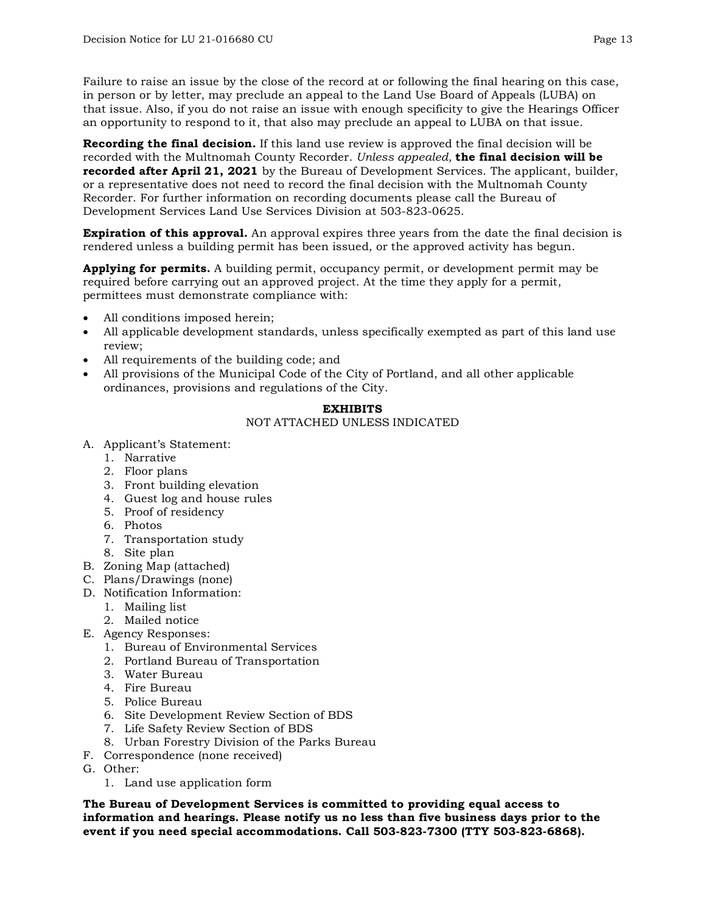Failure to raise an issue by the close of the record at or following the final hearing on this case, in person or by letter, may preclude an appeal to the Land Use Board of Appeals (LUBA) on that issue. Also, if you do not raise an issue with enough specificity to give the Hearings Officer an opportunity to respond to it, that also may preclude an appeal to LUBA on that issue.

**Recording the final decision.** If this land use review is approved the final decision will be recorded with the Multnomah County Recorder. *Unless appealed,* **the final decision will be recorded after April 21, 2021** by the Bureau of Development Services. The applicant, builder, or a representative does not need to record the final decision with the Multnomah County Recorder. For further information on recording documents please call the Bureau of Development Services Land Use Services Division at 503-823-0625.

**Expiration of this approval.** An approval expires three years from the date the final decision is rendered unless a building permit has been issued, or the approved activity has begun.

**Applying for permits.** A building permit, occupancy permit, or development permit may be required before carrying out an approved project. At the time they apply for a permit, permittees must demonstrate compliance with:

- All conditions imposed herein;
- All applicable development standards, unless specifically exempted as part of this land use review;
- All requirements of the building code; and
- All provisions of the Municipal Code of the City of Portland, and all other applicable ordinances, provisions and regulations of the City.

**EXHIBITS**
NOT ATTACHED UNLESS INDICATED

A. Applicant's Statement:
   1. Narrative
   2. Floor plans
   3. Front building elevation
   4. Guest log and house rules
   5. Proof of residency
   6. Photos
   7. Transportation study
   8. Site plan
B. Zoning Map (attached)
C. Plans/Drawings (none)
D. Notification Information:
   1. Mailing list
   2. Mailed notice
E. Agency Responses:
   1. Bureau of Environmental Services
   2. Portland Bureau of Transportation
   3. Water Bureau
   4. Fire Bureau
   5. Police Bureau
   6. Site Development Review Section of BDS
   7. Life Safety Review Section of BDS
   8. Urban Forestry Division of the Parks Bureau
F. Correspondence (none received)
G. Other:
   1. Land use application form

**The Bureau of Development Services is committed to providing equal access to information and hearings. Please notify us no less than five business days prior to the event if you need special accommodations. Call 503-823-7300 (TTY 503-823-6868).**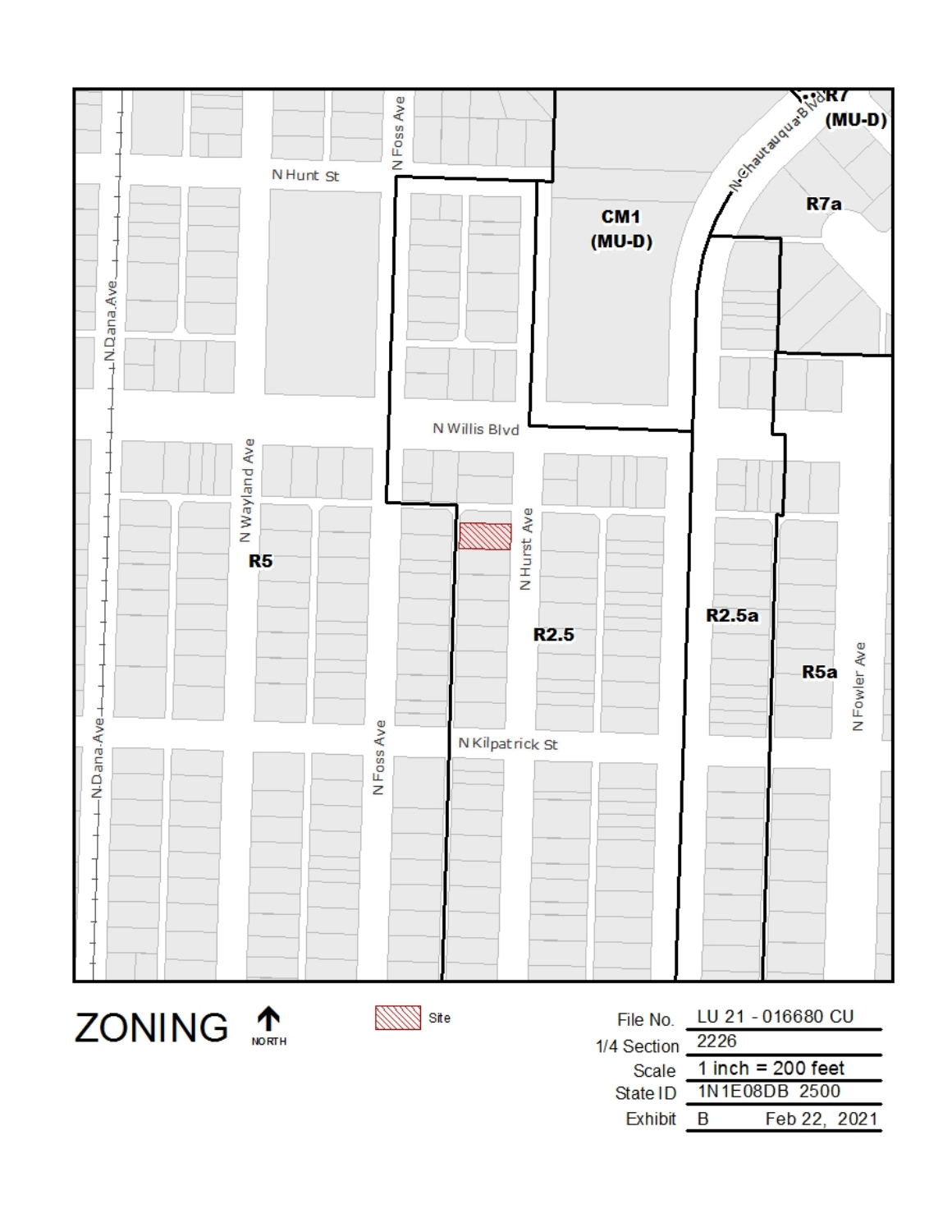N Hunt St

N Foss Ave

N Chautauqua Blvd

R7

(MU-D)

CM1

(MU-D)

R7a

N Dana Ave

N Willis Blvd

N Wayland Ave

R5

N Hurst Ave

R2.5

R2.5a

R5a

N Fowler Ave

N Foss Ave

N Kilpatrick St

N Dana Ave

# ZONING

NORTH

Site

| | |
|---|---|
| File No. | LU 21 - 016680 CU |
| 1/4 Section | 2226 |
| Scale | 1 inch = 200 feet |
| State ID | 1N1E08DB 2500 |
| Exhibit | B Feb 22, 2021 |